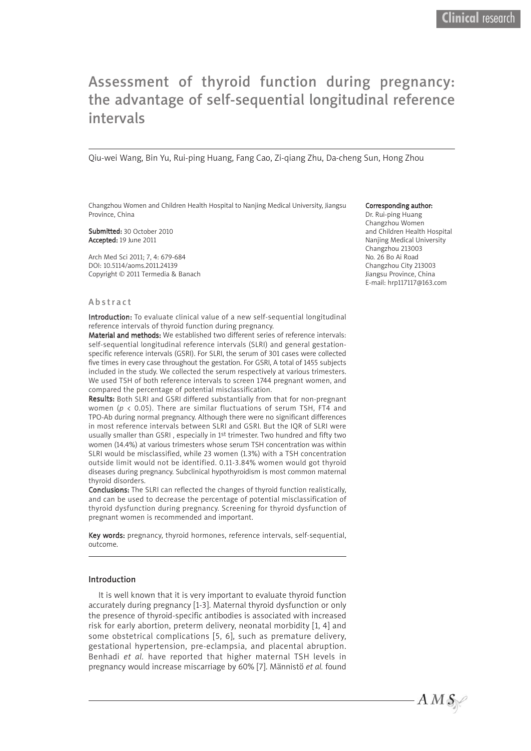# Assessment of thyroid function during pregnancy: the advantage of self-sequential longitudinal reference intervals

Qiu-wei Wang, Bin Yu, Rui-ping Huang, Fang Cao, Zi-qiang Zhu, Da-cheng Sun, Hong Zhou

Changzhou Women and Children Health Hospital to Nanjing Medical University, Jiangsu Province, China

**Submitted:** 30 October 2010
**Accepted:** 19 June 2011

Arch Med Sci 2011; 7, 4: 679-684
DOI: 10.5114/aoms.2011.24139
Copyright © 2011 Termedia & Banach

**Corresponding author:**
Dr. Rui-ping Huang
Changzhou Women
and Children Health Hospital
Nanjing Medical University
Changzhou 213003
No. 26 Bo Ai Road
Changzhou City 213003
Jiangsu Province, China
E-mail: hrp117117@163.com

## Abstract

**Introduction:** To evaluate clinical value of a new self-sequential longitudinal reference intervals of thyroid function during pregnancy.

**Material and methods:** We established two different series of reference intervals: self-sequential longitudinal reference intervals (SLRI) and general gestation-specific reference intervals (GSRI). For SLRI, the serum of 301 cases were collected five times in every case throughout the gestation. For GSRI, A total of 1455 subjects included in the study. We collected the serum respectively at various trimesters. We used TSH of both reference intervals to screen 1744 pregnant women, and compared the percentage of potential misclassification.

**Results:** Both SLRI and GSRI differed substantially from that for non-pregnant women ($p < 0.05$). There are similar fluctuations of serum TSH, FT4 and TPO-Ab during normal pregnancy. Although there were no significant differences in most reference intervals between SLRI and GSRI. But the IQR of SLRI were usually smaller than GSRI , especially in 1st trimester. Two hundred and fifty two women (14.4%) at various trimesters whose serum TSH concentration was within SLRI would be misclassified, while 23 women (1.3%) with a TSH concentration outside limit would not be identified. 0.11-3.84% women would got thyroid diseases during pregnancy. Subclinical hypothyroidism is most common maternal thyroid disorders.

**Conclusions:** The SLRI can reflected the changes of thyroid function realistically, and can be used to decrease the percentage of potential misclassification of thyroid dysfunction during pregnancy. Screening for thyroid dysfunction of pregnant women is recommended and important.

**Key words:** pregnancy, thyroid hormones, reference intervals, self-sequential, outcome.

## Introduction

It is well known that it is very important to evaluate thyroid function accurately during pregnancy [1-3]. Maternal thyroid dysfunction or only the presence of thyroid-specific antibodies is associated with increased risk for early abortion, preterm delivery, neonatal morbidity [1, 4] and some obstetrical complications [5, 6], such as premature delivery, gestational hypertension, pre-eclampsia, and placental abruption. Benhadi *et al.* have reported that higher maternal TSH levels in pregnancy would increase miscarriage by 60% [7]. Männistö *et al.* found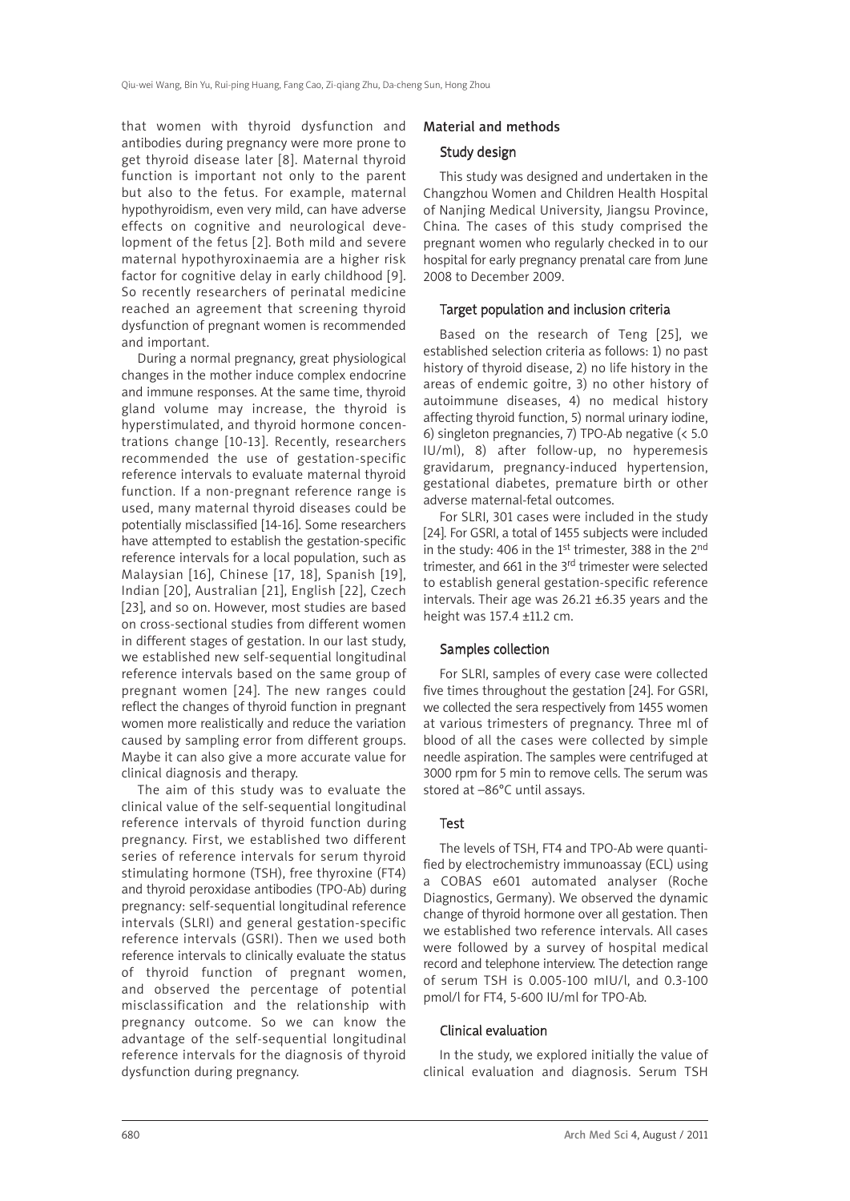that women with thyroid dysfunction and antibodies during pregnancy were more prone to get thyroid disease later [8]. Maternal thyroid function is important not only to the parent but also to the fetus. For example, maternal hypothyroidism, even very mild, can have adverse effects on cognitive and neurological development of the fetus [2]. Both mild and severe maternal hypothyroxinaemia are a higher risk factor for cognitive delay in early childhood [9]. So recently researchers of perinatal medicine reached an agreement that screening thyroid dysfunction of pregnant women is recommended and important.

During a normal pregnancy, great physiological changes in the mother induce complex endocrine and immune responses. At the same time, thyroid gland volume may increase, the thyroid is hyperstimulated, and thyroid hormone concentrations change [10-13]. Recently, researchers recommended the use of gestation-specific reference intervals to evaluate maternal thyroid function. If a non-pregnant reference range is used, many maternal thyroid diseases could be potentially misclassified [14-16]. Some researchers have attempted to establish the gestation-specific reference intervals for a local population, such as Malaysian [16], Chinese [17, 18], Spanish [19], Indian [20], Australian [21], English [22], Czech [23], and so on. However, most studies are based on cross-sectional studies from different women in different stages of gestation. In our last study, we established new self-sequential longitudinal reference intervals based on the same group of pregnant women [24]. The new ranges could reflect the changes of thyroid function in pregnant women more realistically and reduce the variation caused by sampling error from different groups. Maybe it can also give a more accurate value for clinical diagnosis and therapy.

The aim of this study was to evaluate the clinical value of the self-sequential longitudinal reference intervals of thyroid function during pregnancy. First, we established two different series of reference intervals for serum thyroid stimulating hormone (TSH), free thyroxine (FT4) and thyroid peroxidase antibodies (TPO-Ab) during pregnancy: self-sequential longitudinal reference intervals (SLRI) and general gestation-specific reference intervals (GSRI). Then we used both reference intervals to clinically evaluate the status of thyroid function of pregnant women, and observed the percentage of potential misclassification and the relationship with pregnancy outcome. So we can know the advantage of the self-sequential longitudinal reference intervals for the diagnosis of thyroid dysfunction during pregnancy.

## Material and methods

### Study design

This study was designed and undertaken in the Changzhou Women and Children Health Hospital of Nanjing Medical University, Jiangsu Province, China. The cases of this study comprised the pregnant women who regularly checked in to our hospital for early pregnancy prenatal care from June 2008 to December 2009.

### Target population and inclusion criteria

Based on the research of Teng [25], we established selection criteria as follows: 1) no past history of thyroid disease, 2) no life history in the areas of endemic goitre, 3) no other history of autoimmune diseases, 4) no medical history affecting thyroid function, 5) normal urinary iodine, 6) singleton pregnancies, 7) TPO-Ab negative (< 5.0 IU/ml), 8) after follow-up, no hyperemesis gravidarum, pregnancy-induced hypertension, gestational diabetes, premature birth or other adverse maternal-fetal outcomes.

For SLRI, 301 cases were included in the study [24]. For GSRI, a total of 1455 subjects were included in the study: 406 in the 1st trimester, 388 in the 2nd trimester, and 661 in the 3rd trimester were selected to establish general gestation-specific reference intervals. Their age was 26.21 ±6.35 years and the height was 157.4 ±11.2 cm.

### Samples collection

For SLRI, samples of every case were collected five times throughout the gestation [24]. For GSRI, we collected the sera respectively from 1455 women at various trimesters of pregnancy. Three ml of blood of all the cases were collected by simple needle aspiration. The samples were centrifuged at 3000 rpm for 5 min to remove cells. The serum was stored at –86°C until assays.

### Test

The levels of TSH, FT4 and TPO-Ab were quantified by electrochemistry immunoassay (ECL) using a COBAS e601 automated analyser (Roche Diagnostics, Germany). We observed the dynamic change of thyroid hormone over all gestation. Then we established two reference intervals. All cases were followed by a survey of hospital medical record and telephone interview. The detection range of serum TSH is 0.005-100 mIU/l, and 0.3-100 pmol/l for FT4, 5-600 IU/ml for TPO-Ab.

### Clinical evaluation

In the study, we explored initially the value of clinical evaluation and diagnosis. Serum TSH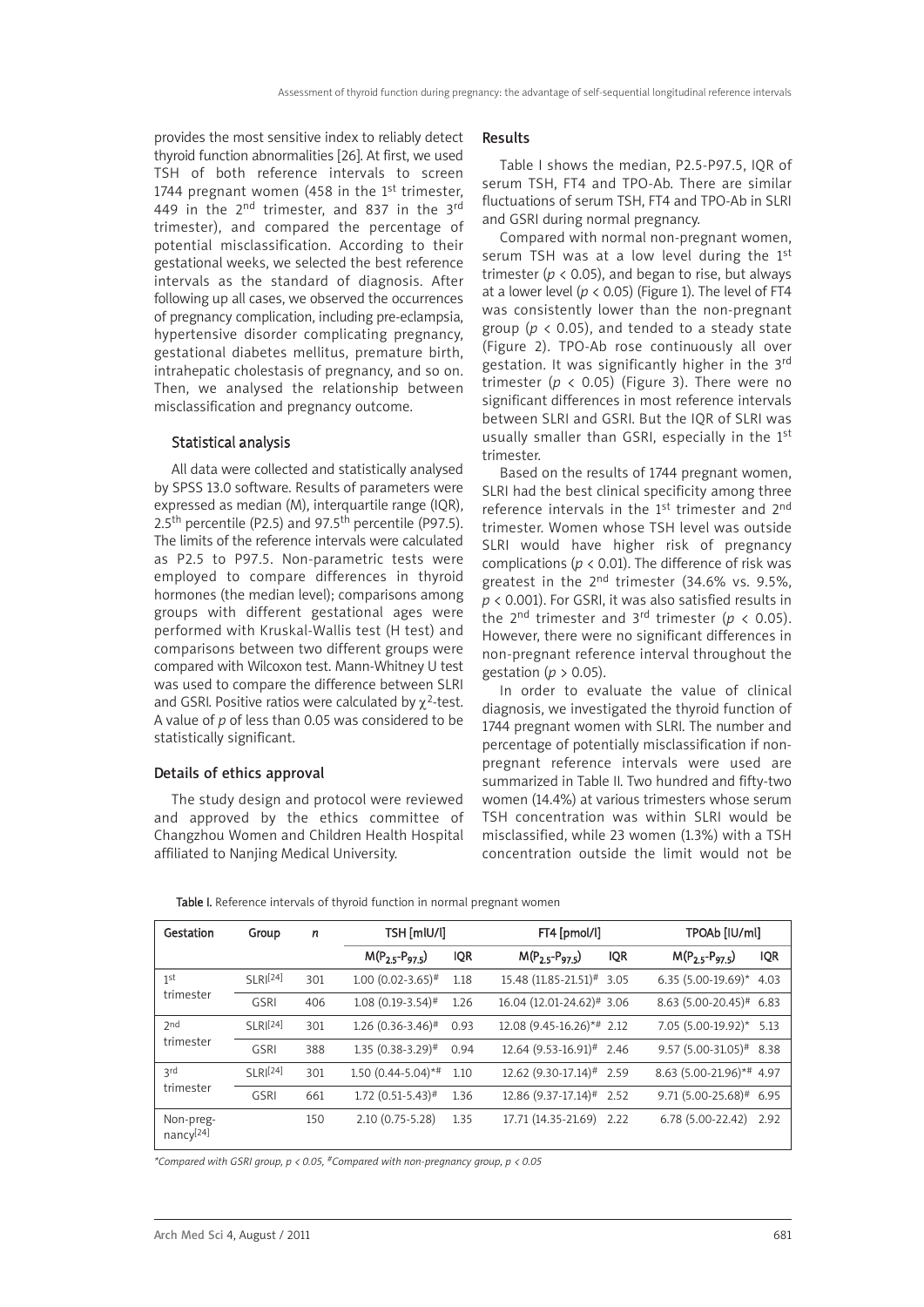provides the most sensitive index to reliably detect thyroid function abnormalities [26]. At first, we used TSH of both reference intervals to screen 1744 pregnant women (458 in the 1st trimester, 449 in the 2nd trimester, and 837 in the 3rd trimester), and compared the percentage of potential misclassification. According to their gestational weeks, we selected the best reference intervals as the standard of diagnosis. After following up all cases, we observed the occurrences of pregnancy complication, including pre-eclampsia, hypertensive disorder complicating pregnancy, gestational diabetes mellitus, premature birth, intrahepatic cholestasis of pregnancy, and so on. Then, we analysed the relationship between misclassification and pregnancy outcome.

### Statistical analysis

All data were collected and statistically analysed by SPSS 13.0 software. Results of parameters were expressed as median (M), interquartile range (IQR), 2.5th percentile (P2.5) and 97.5th percentile (P97.5). The limits of the reference intervals were calculated as P2.5 to P97.5. Non-parametric tests were employed to compare differences in thyroid hormones (the median level); comparisons among groups with different gestational ages were performed with Kruskal-Wallis test (H test) and comparisons between two different groups were compared with Wilcoxon test. Mann-Whitney U test was used to compare the difference between SLRI and GSRI. Positive ratios were calculated by $\chi^2$-test. A value of $p$ of less than 0.05 was considered to be statistically significant.

### Details of ethics approval

The study design and protocol were reviewed and approved by the ethics committee of Changzhou Women and Children Health Hospital affiliated to Nanjing Medical University.

## Results

Table I shows the median, P2.5-P97.5, IQR of serum TSH, FT4 and TPO-Ab. There are similar fluctuations of serum TSH, FT4 and TPO-Ab in SLRI and GSRI during normal pregnancy.

Compared with normal non-pregnant women, serum TSH was at a low level during the 1st trimester ($p < 0.05$), and began to rise, but always at a lower level ($p < 0.05$) (Figure 1). The level of FT4 was consistently lower than the non-pregnant group ($p < 0.05$), and tended to a steady state (Figure 2). TPO-Ab rose continuously all over gestation. It was significantly higher in the 3rd trimester ($p < 0.05$) (Figure 3). There were no significant differences in most reference intervals between SLRI and GSRI. But the IQR of SLRI was usually smaller than GSRI, especially in the 1st trimester.

Based on the results of 1744 pregnant women, SLRI had the best clinical specificity among three reference intervals in the 1st trimester and 2nd trimester. Women whose TSH level was outside SLRI would have higher risk of pregnancy complications ($p < 0.01$). The difference of risk was greatest in the 2nd trimester (34.6% vs. 9.5%, $p < 0.001$). For GSRI, it was also satisfied results in the 2nd trimester and 3rd trimester ($p < 0.05$). However, there were no significant differences in non-pregnant reference interval throughout the gestation ($p > 0.05$).

In order to evaluate the value of clinical diagnosis, we investigated the thyroid function of 1744 pregnant women with SLRI. The number and percentage of potentially misclassification if non-pregnant reference intervals were used are summarized in Table II. Two hundred and fifty-two women (14.4%) at various trimesters whose serum TSH concentration was within SLRI would be misclassified, while 23 women (1.3%) with a TSH concentration outside the limit would not be

**Table I.** Reference intervals of thyroid function in normal pregnant women

| Gestation | Group | n | TSH [mIU/l] | | FT4 [pmol/l] | | TPOAb [IU/ml] | |
|---|---|---|---|---|---|---|---|---|
| | | | $M(P_{2.5}-P_{97.5})$ | IQR | $M(P_{2.5}-P_{97.5})$ | IQR | $M(P_{2.5}-P_{97.5})$ | IQR |
| 1st trimester | SLRI[24] | 301 | 1.00 (0.02-3.65)# | 1.18 | 15.48 (11.85-21.51)# | 3.05 | 6.35 (5.00-19.69)* | 4.03 |
| | GSRI | 406 | 1.08 (0.19-3.54)# | 1.26 | 16.04 (12.01-24.62)# | 3.06 | 8.63 (5.00-20.45)# | 6.83 |
| 2nd trimester | SLRI[24] | 301 | 1.26 (0.36-3.46)# | 0.93 | 12.08 (9.45-16.26)*# | 2.12 | 7.05 (5.00-19.92)* | 5.13 |
| | GSRI | 388 | 1.35 (0.38-3.29)# | 0.94 | 12.64 (9.53-16.91)# | 2.46 | 9.57 (5.00-31.05)# | 8.38 |
| 3rd trimester | SLRI[24] | 301 | 1.50 (0.44-5.04)*# | 1.10 | 12.62 (9.30-17.14)# | 2.59 | 8.63 (5.00-21.96)*# | 4.97 |
| | GSRI | 661 | 1.72 (0.51-5.43)# | 1.36 | 12.86 (9.37-17.14)# | 2.52 | 9.71 (5.00-25.68)# | 6.95 |
| Non-pregnancy[24] | | 150 | 2.10 (0.75-5.28) | 1.35 | 17.71 (14.35-21.69) | 2.22 | 6.78 (5.00-22.42) | 2.92 |

*\*Compared with GSRI group, $p < 0.05$, #Compared with non-pregnancy group, $p < 0.05$*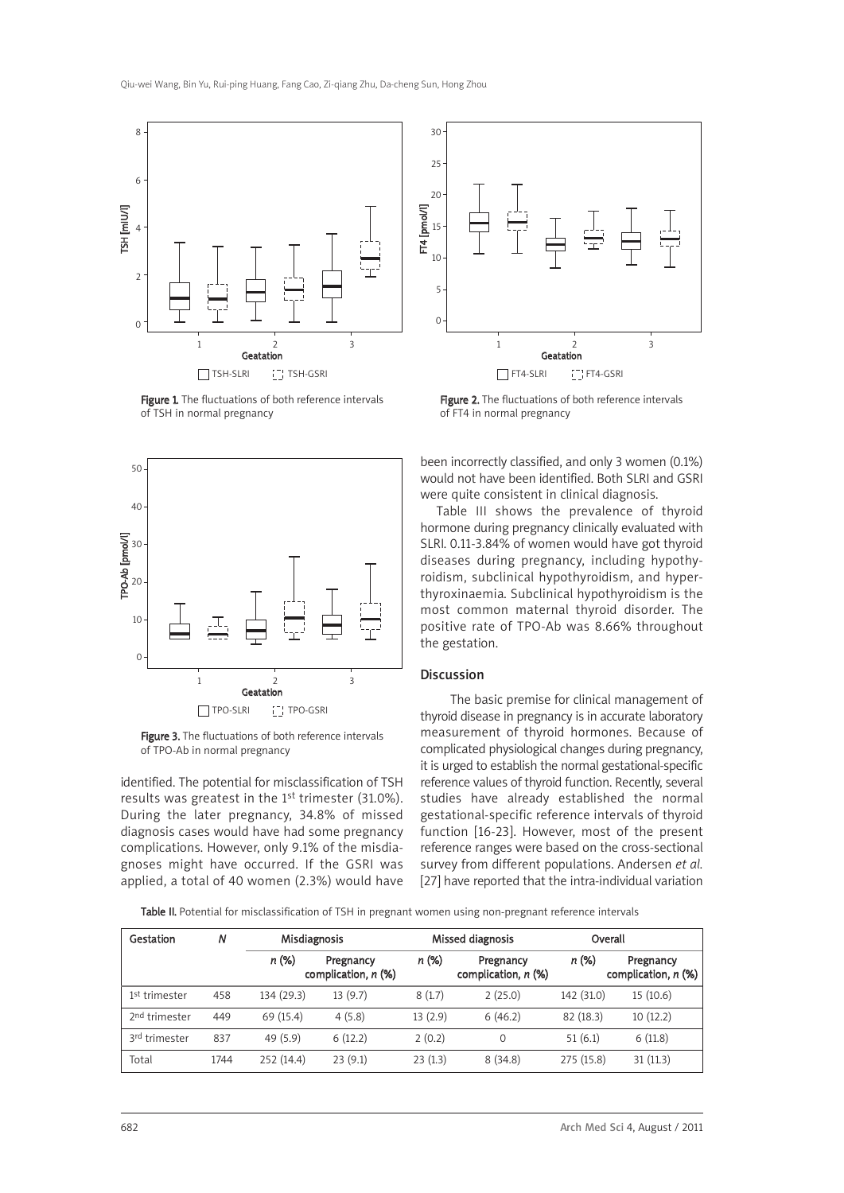Figure 1. The fluctuations of both reference intervals of TSH in normal pregnancy

Figure 2. The fluctuations of both reference intervals of FT4 in normal pregnancy

Figure 3. The fluctuations of both reference intervals of TPO-Ab in normal pregnancy

identified. The potential for misclassification of TSH results was greatest in the 1st trimester (31.0%). During the later pregnancy, 34.8% of missed diagnosis cases would have had some pregnancy complications. However, only 9.1% of the misdiagnoses might have occurred. If the GSRI was applied, a total of 40 women (2.3%) would have been incorrectly classified, and only 3 women (0.1%) would not have been identified. Both SLRI and GSRI were quite consistent in clinical diagnosis.

Table III shows the prevalence of thyroid hormone during pregnancy clinically evaluated with SLRI. 0.11-3.84% of women would have got thyroid diseases during pregnancy, including hypothyroidism, subclinical hypothyroidism, and hyperthyroxinaemia. Subclinical hypothyroidism is the most common maternal thyroid disorder. The positive rate of TPO-Ab was 8.66% throughout the gestation.

## Discussion

The basic premise for clinical management of thyroid disease in pregnancy is in accurate laboratory measurement of thyroid hormones. Because of complicated physiological changes during pregnancy, it is urged to establish the normal gestational-specific reference values of thyroid function. Recently, several studies have already established the normal gestational-specific reference intervals of thyroid function [16-23]. However, most of the present reference ranges were based on the cross-sectional survey from different populations. Andersen *et al.* [27] have reported that the intra-individual variation

**Table II.** Potential for misclassification of TSH in pregnant women using non-pregnant reference intervals

| Gestation | *N* | Misdiagnosis | | Missed diagnosis | | Overall | |
|---|---|---|---|---|---|---|---|
| | | *n* (%) | Pregnancy complication, *n* (%) | *n* (%) | Pregnancy complication, *n* (%) | *n* (%) | Pregnancy complication, *n* (%) |
| 1st trimester | 458 | 134 (29.3) | 13 (9.7) | 8 (1.7) | 2 (25.0) | 142 (31.0) | 15 (10.6) |
| 2nd trimester | 449 | 69 (15.4) | 4 (5.8) | 13 (2.9) | 6 (46.2) | 82 (18.3) | 10 (12.2) |
| 3rd trimester | 837 | 49 (5.9) | 6 (12.2) | 2 (0.2) | 0 | 51 (6.1) | 6 (11.8) |
| Total | 1744 | 252 (14.4) | 23 (9.1) | 23 (1.3) | 8 (34.8) | 275 (15.8) | 31 (11.3) |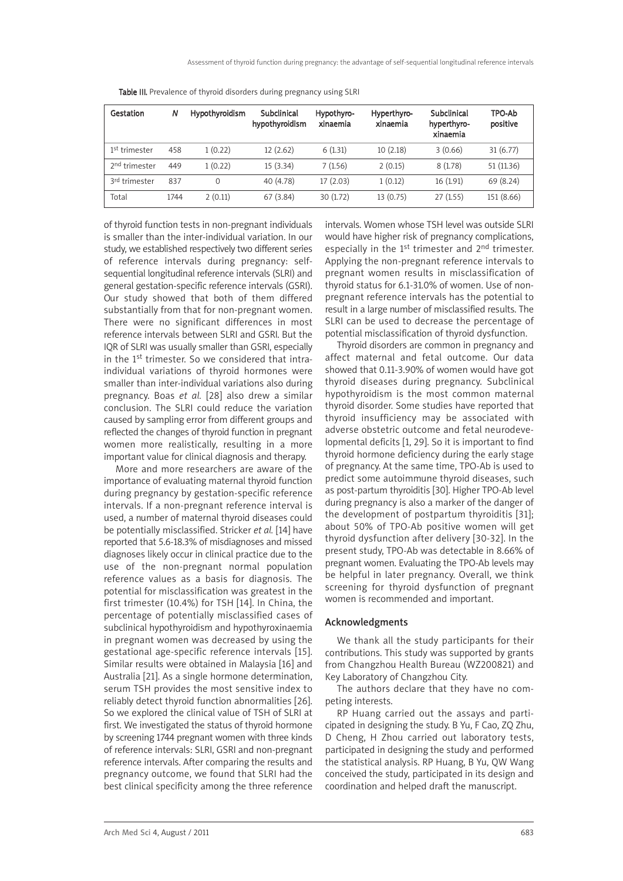Table III. Prevalence of thyroid disorders during pregnancy using SLRI

| Gestation | N | Hypothyroidism | Subclinical hypothyroidism | Hypothyro-xinaemia | Hyperthyro-xinaemia | Subclinical hyperthyro-xinaemia | TPO-Ab positive |
|---|---|---|---|---|---|---|---|
| 1st trimester | 458 | 1 (0.22) | 12 (2.62) | 6 (1.31) | 10 (2.18) | 3 (0.66) | 31 (6.77) |
| 2nd trimester | 449 | 1 (0.22) | 15 (3.34) | 7 (1.56) | 2 (0.15) | 8 (1.78) | 51 (11.36) |
| 3rd trimester | 837 | 0 | 40 (4.78) | 17 (2.03) | 1 (0.12) | 16 (1.91) | 69 (8.24) |
| Total | 1744 | 2 (0.11) | 67 (3.84) | 30 (1.72) | 13 (0.75) | 27 (1.55) | 151 (8.66) |

of thyroid function tests in non-pregnant individuals is smaller than the inter-individual variation. In our study, we established respectively two different series of reference intervals during pregnancy: self-sequential longitudinal reference intervals (SLRI) and general gestation-specific reference intervals (GSRI). Our study showed that both of them differed substantially from that for non-pregnant women. There were no significant differences in most reference intervals between SLRI and GSRI. But the IQR of SLRI was usually smaller than GSRI, especially in the 1st trimester. So we considered that intra-individual variations of thyroid hormones were smaller than inter-individual variations also during pregnancy. Boas *et al.* [28] also drew a similar conclusion. The SLRI could reduce the variation caused by sampling error from different groups and reflected the changes of thyroid function in pregnant women more realistically, resulting in a more important value for clinical diagnosis and therapy.

More and more researchers are aware of the importance of evaluating maternal thyroid function during pregnancy by gestation-specific reference intervals. If a non-pregnant reference interval is used, a number of maternal thyroid diseases could be potentially misclassified. Stricker *et al.* [14] have reported that 5.6-18.3% of misdiagnoses and missed diagnoses likely occur in clinical practice due to the use of the non-pregnant normal population reference values as a basis for diagnosis. The potential for misclassification was greatest in the first trimester (10.4%) for TSH [14]. In China, the percentage of potentially misclassified cases of subclinical hypothyroidism and hypothyroxinaemia in pregnant women was decreased by using the gestational age-specific reference intervals [15]. Similar results were obtained in Malaysia [16] and Australia [21]. As a single hormone determination, serum TSH provides the most sensitive index to reliably detect thyroid function abnormalities [26]. So we explored the clinical value of TSH of SLRI at first. We investigated the status of thyroid hormone by screening 1744 pregnant women with three kinds of reference intervals: SLRI, GSRI and non-pregnant reference intervals. After comparing the results and pregnancy outcome, we found that SLRI had the best clinical specificity among the three reference intervals. Women whose TSH level was outside SLRI would have higher risk of pregnancy complications, especially in the 1st trimester and 2nd trimester. Applying the non-pregnant reference intervals to pregnant women results in misclassification of thyroid status for 6.1-31.0% of women. Use of non-pregnant reference intervals has the potential to result in a large number of misclassified results. The SLRI can be used to decrease the percentage of potential misclassification of thyroid dysfunction.

Thyroid disorders are common in pregnancy and affect maternal and fetal outcome. Our data showed that 0.11-3.90% of women would have got thyroid diseases during pregnancy. Subclinical hypothyroidism is the most common maternal thyroid disorder. Some studies have reported that thyroid insufficiency may be associated with adverse obstetric outcome and fetal neurodevelopmental deficits [1, 29]. So it is important to find thyroid hormone deficiency during the early stage of pregnancy. At the same time, TPO-Ab is used to predict some autoimmune thyroid diseases, such as post-partum thyroiditis [30]. Higher TPO-Ab level during pregnancy is also a marker of the danger of the development of postpartum thyroiditis [31]; about 50% of TPO-Ab positive women will get thyroid dysfunction after delivery [30-32]. In the present study, TPO-Ab was detectable in 8.66% of pregnant women. Evaluating the TPO-Ab levels may be helpful in later pregnancy. Overall, we think screening for thyroid dysfunction of pregnant women is recommended and important.

## Acknowledgments

We thank all the study participants for their contributions. This study was supported by grants from Changzhou Health Bureau (WZ200821) and Key Laboratory of Changzhou City.

The authors declare that they have no competing interests.

RP Huang carried out the assays and participated in designing the study. B Yu, F Cao, ZQ Zhu, D Cheng, H Zhou carried out laboratory tests, participated in designing the study and performed the statistical analysis. RP Huang, B Yu, QW Wang conceived the study, participated in its design and coordination and helped draft the manuscript.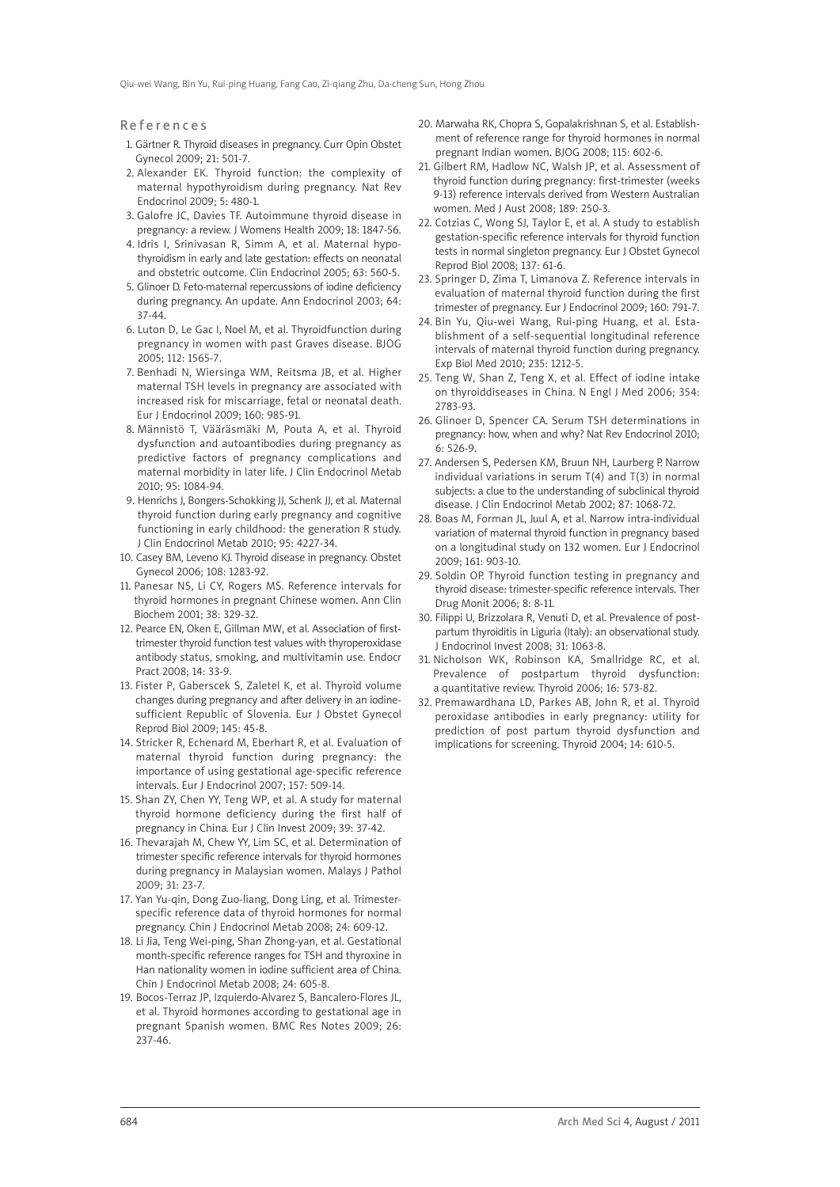## References

1. Gärtner R. Thyroid diseases in pregnancy. Curr Opin Obstet Gynecol 2009; 21: 501-7.
2. Alexander EK. Thyroid function: the complexity of maternal hypothyroidism during pregnancy. Nat Rev Endocrinol 2009; 5: 480-1.
3. Galofre JC, Davies TF. Autoimmune thyroid disease in pregnancy: a review. J Womens Health 2009; 18: 1847-56.
4. Idris I, Srinivasan R, Simm A, et al. Maternal hypothyroidism in early and late gestation: effects on neonatal and obstetric outcome. Clin Endocrinol 2005; 63: 560-5.
5. Glinoer D. Feto-maternal repercussions of iodine deficiency during pregnancy. An update. Ann Endocrinol 2003; 64: 37-44.
6. Luton D, Le Gac I, Noel M, et al. Thyroidfunction during pregnancy in women with past Graves disease. BJOG 2005; 112: 1565-7.
7. Benhadi N, Wiersinga WM, Reitsma JB, et al. Higher maternal TSH levels in pregnancy are associated with increased risk for miscarriage, fetal or neonatal death. Eur J Endocrinol 2009; 160: 985-91.
8. Männistö T, Vääräsmäki M, Pouta A, et al. Thyroid dysfunction and autoantibodies during pregnancy as predictive factors of pregnancy complications and maternal morbidity in later life. J Clin Endocrinol Metab 2010; 95: 1084-94.
9. Henrichs J, Bongers-Schokking JJ, Schenk JJ, et al. Maternal thyroid function during early pregnancy and cognitive functioning in early childhood: the generation R study. J Clin Endocrinol Metab 2010; 95: 4227-34.
10. Casey BM, Leveno KJ. Thyroid disease in pregnancy. Obstet Gynecol 2006; 108: 1283-92.
11. Panesar NS, Li CY, Rogers MS. Reference intervals for thyroid hormones in pregnant Chinese women. Ann Clin Biochem 2001; 38: 329-32.
12. Pearce EN, Oken E, Gillman MW, et al. Association of first-trimester thyroid function test values with thyroperoxidase antibody status, smoking, and multivitamin use. Endocr Pract 2008; 14: 33-9.
13. Fister P, Gaberscek S, Zaletel K, et al. Thyroid volume changes during pregnancy and after delivery in an iodine-sufficient Republic of Slovenia. Eur J Obstet Gynecol Reprod Biol 2009; 145: 45-8.
14. Stricker R, Echenard M, Eberhart R, et al. Evaluation of maternal thyroid function during pregnancy: the importance of using gestational age-specific reference intervals. Eur J Endocrinol 2007; 157: 509-14.
15. Shan ZY, Chen YY, Teng WP, et al. A study for maternal thyroid hormone deficiency during the first half of pregnancy in China. Eur J Clin Invest 2009; 39: 37-42.
16. Thevarajah M, Chew YY, Lim SC, et al. Determination of trimester specific reference intervals for thyroid hormones during pregnancy in Malaysian women. Malays J Pathol 2009; 31: 23-7.
17. Yan Yu-qin, Dong Zuo-liang, Dong Ling, et al. Trimester-specific reference data of thyroid hormones for normal pregnancy. Chin J Endocrinol Metab 2008; 24: 609-12.
18. Li Jia, Teng Wei-ping, Shan Zhong-yan, et al. Gestational month-specific reference ranges for TSH and thyroxine in Han nationality women in iodine sufficient area of China. Chin J Endocrinol Metab 2008; 24: 605-8.
19. Bocos-Terraz JP, Izquierdo-Alvarez S, Bancalero-Flores JL, et al. Thyroid hormones according to gestational age in pregnant Spanish women. BMC Res Notes 2009; 26: 237-46.
20. Marwaha RK, Chopra S, Gopalakrishnan S, et al. Establishment of reference range for thyroid hormones in normal pregnant Indian women. BJOG 2008; 115: 602-6.
21. Gilbert RM, Hadlow NC, Walsh JP, et al. Assessment of thyroid function during pregnancy: first-trimester (weeks 9-13) reference intervals derived from Western Australian women. Med J Aust 2008; 189: 250-3.
22. Cotzias C, Wong SJ, Taylor E, et al. A study to establish gestation-specific reference intervals for thyroid function tests in normal singleton pregnancy. Eur J Obstet Gynecol Reprod Biol 2008; 137: 61-6.
23. Springer D, Zima T, Limanova Z. Reference intervals in evaluation of maternal thyroid function during the first trimester of pregnancy. Eur J Endocrinol 2009; 160: 791-7.
24. Bin Yu, Qiu-wei Wang, Rui-ping Huang, et al. Establishment of a self-sequential longitudinal reference intervals of maternal thyroid function during pregnancy. Exp Biol Med 2010; 235: 1212-5.
25. Teng W, Shan Z, Teng X, et al. Effect of iodine intake on thyroiddiseases in China. N Engl J Med 2006; 354: 2783-93.
26. Glinoer D, Spencer CA. Serum TSH determinations in pregnancy: how, when and why? Nat Rev Endocrinol 2010; 6: 526-9.
27. Andersen S, Pedersen KM, Bruun NH, Laurberg P. Narrow individual variations in serum T(4) and T(3) in normal subjects: a clue to the understanding of subclinical thyroid disease. J Clin Endocrinol Metab 2002; 87: 1068-72.
28. Boas M, Forman JL, Juul A, et al. Narrow intra-individual variation of maternal thyroid function in pregnancy based on a longitudinal study on 132 women. Eur J Endocrinol 2009; 161: 903-10.
29. Soldin OP. Thyroid function testing in pregnancy and thyroid disease: trimester-specific reference intervals. Ther Drug Monit 2006; 8: 8-11.
30. Filippi U, Brizzolara R, Venuti D, et al. Prevalence of post-partum thyroiditis in Liguria (Italy): an observational study. J Endocrinol Invest 2008; 31: 1063-8.
31. Nicholson WK, Robinson KA, Smallridge RC, et al. Prevalence of postpartum thyroid dysfunction: a quantitative review. Thyroid 2006; 16: 573-82.
32. Premawardhana LD, Parkes AB, John R, et al. Thyroid peroxidase antibodies in early pregnancy: utility for prediction of post partum thyroid dysfunction and implications for screening. Thyroid 2004; 14: 610-5.